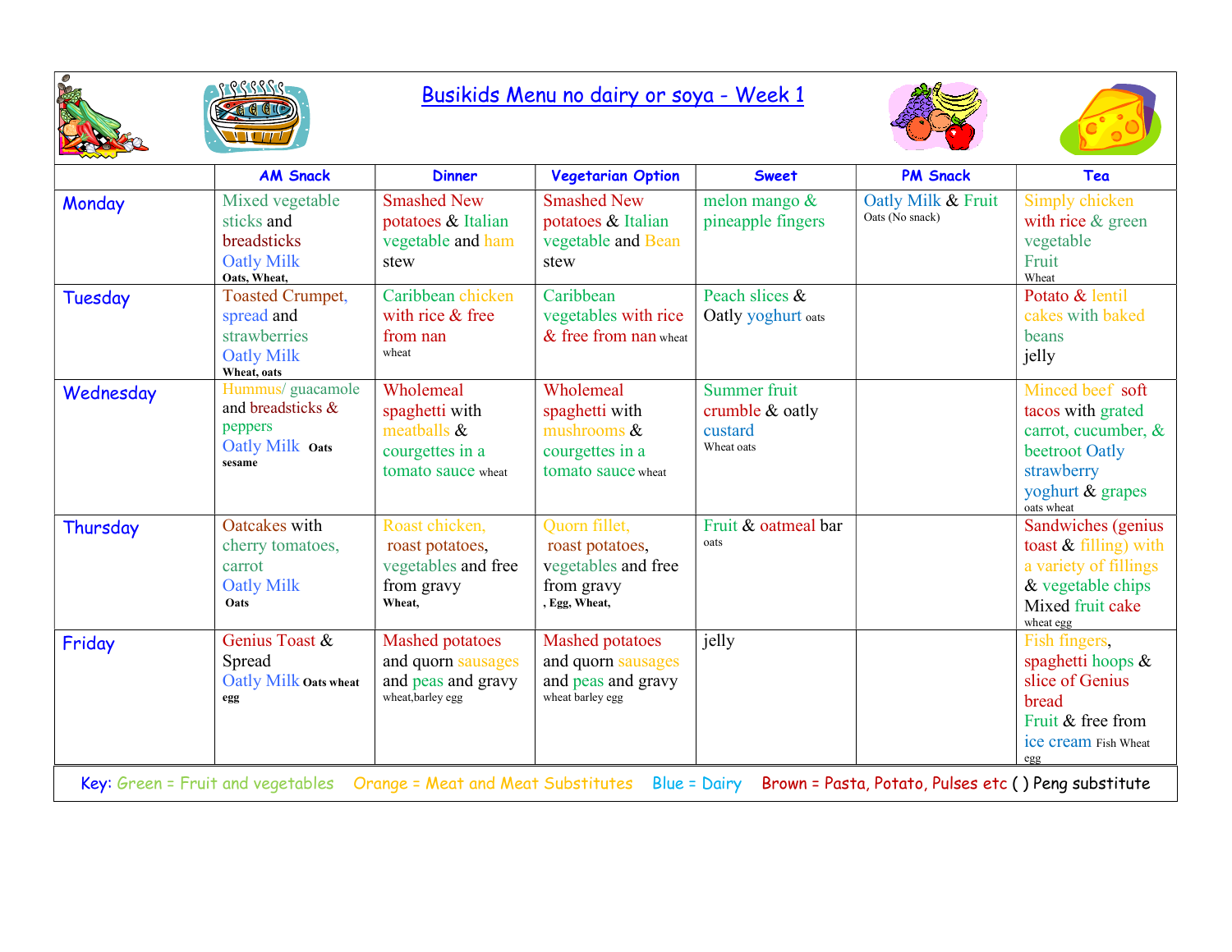# Busikids Menu no dairy or soya - Week 1

| | AM Snack | Dinner | Vegetarian Option | Sweet | PM Snack | Tea |
|---|---|---|---|---|---|---|
| Monday | Mixed vegetable sticks and breadsticks Oatly Milk **Oats, Wheat,** | Smashed New potatoes & Italian vegetable and ham stew | Smashed New potatoes & Italian vegetable and Bean stew | melon mango & pineapple fingers | Oatly Milk & Fruit Oats (No snack) | Simply chicken with rice & green vegetable Fruit Wheat |
| Tuesday | Toasted Crumpet, spread and strawberries Oatly Milk **Wheat, oats** | Caribbean chicken with rice & free from nan wheat | Caribbean vegetables with rice & free from nan wheat | Peach slices & Oatly yoghurt oats | | Potato & lentil cakes with baked beans jelly |
| Wednesday | Hummus/ guacamole and breadsticks & peppers Oatly Milk **Oats sesame** | Wholemeal spaghetti with meatballs & courgettes in a tomato sauce wheat | Wholemeal spaghetti with mushrooms & courgettes in a tomato sauce wheat | Summer fruit crumble & oatly custard Wheat oats | | Minced beef soft tacos with grated carrot, cucumber, & beetroot Oatly strawberry yoghurt & grapes oats wheat |
| Thursday | Oatcakes with cherry tomatoes, carrot Oatly Milk **Oats** | Roast chicken, roast potatoes, vegetables and free from gravy **Wheat,** | Quorn fillet, roast potatoes, vegetables and free from gravy **, Egg, Wheat,** | Fruit & oatmeal bar oats | | Sandwiches (genius toast & filling) with a variety of fillings & vegetable chips Mixed fruit cake wheat egg |
| Friday | Genius Toast & Spread Oatly Milk **Oats wheat egg** | Mashed potatoes and quorn sausages and peas and gravy wheat,barley egg | Mashed potatoes and quorn sausages and peas and gravy wheat barley egg | jelly | | Fish fingers, spaghetti hoops & slice of Genius bread Fruit & free from ice cream Fish Wheat egg |

Key: Green = Fruit and vegetables Orange = Meat and Meat Substitutes Blue = Dairy Brown = Pasta, Potato, Pulses etc ( ) Peng substitute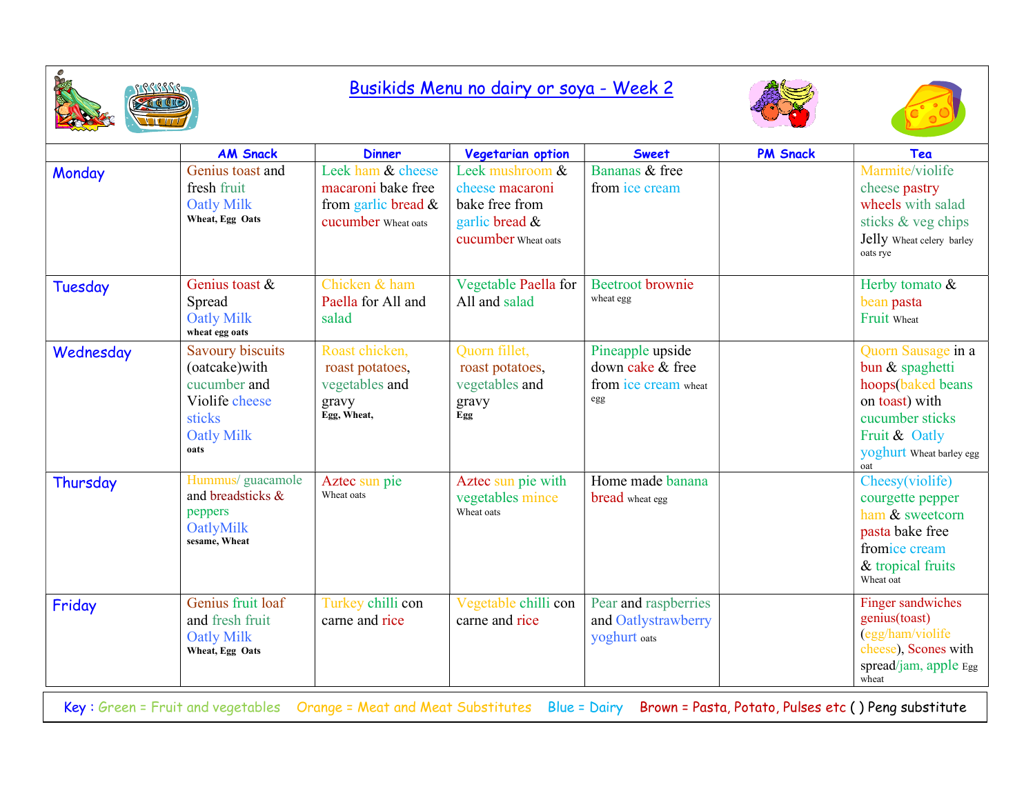# Busikids Menu no dairy or soya - Week 2

| | AM Snack | Dinner | Vegetarian option | Sweet | PM Snack | Tea |
|---|---|---|---|---|---|---|
| Monday | Genius toast and fresh fruit Oatly Milk **Wheat, Egg Oats** | Leek ham & cheese macaroni bake free from garlic bread & cucumber Wheat oats | Leek mushroom & cheese macaroni bake free from garlic bread & cucumber Wheat oats | Bananas & free from ice cream | | Marmite/violife cheese pastry wheels with salad sticks & veg chips Jelly Wheat celery barley oats rye |
| Tuesday | Genius toast & Spread Oatly Milk **wheat egg oats** | Chicken & ham Paella for All and salad | Vegetable Paella for All and salad | Beetroot brownie wheat egg | | Herby tomato & bean pasta Fruit Wheat |
| Wednesday | Savoury biscuits (oatcake)with cucumber and Violife cheese sticks Oatly Milk **oats** | Roast chicken, roast potatoes, vegetables and gravy **Egg, Wheat,** | Quorn fillet, roast potatoes, vegetables and gravy **Egg** | Pineapple upside down cake & free from ice cream wheat egg | | Quorn Sausage in a bun & spaghetti hoops(baked beans on toast) with cucumber sticks Fruit & Oatly yoghurt Wheat barley egg oat |
| Thursday | Hummus/ guacamole and breadsticks & peppers OatlyMilk **sesame, Wheat** | Aztec sun pie Wheat oats | Aztec sun pie with vegetables mince Wheat oats | Home made banana bread wheat egg | | Cheesy(violife) courgette pepper ham & sweetcorn pasta bake free fromice cream & tropical fruits Wheat oat |
| Friday | Genius fruit loaf and fresh fruit Oatly Milk **Wheat, Egg Oats** | Turkey chilli con carne and rice | Vegetable chilli con carne and rice | Pear and raspberries and Oatlystrawberry yoghurt oats | | Finger sandwiches genius(toast) (egg/ham/violife cheese), Scones with spread/jam, apple Egg wheat |

Key : Green = Fruit and vegetables Orange = Meat and Meat Substitutes Blue = Dairy Brown = Pasta, Potato, Pulses etc ( ) Peng substitute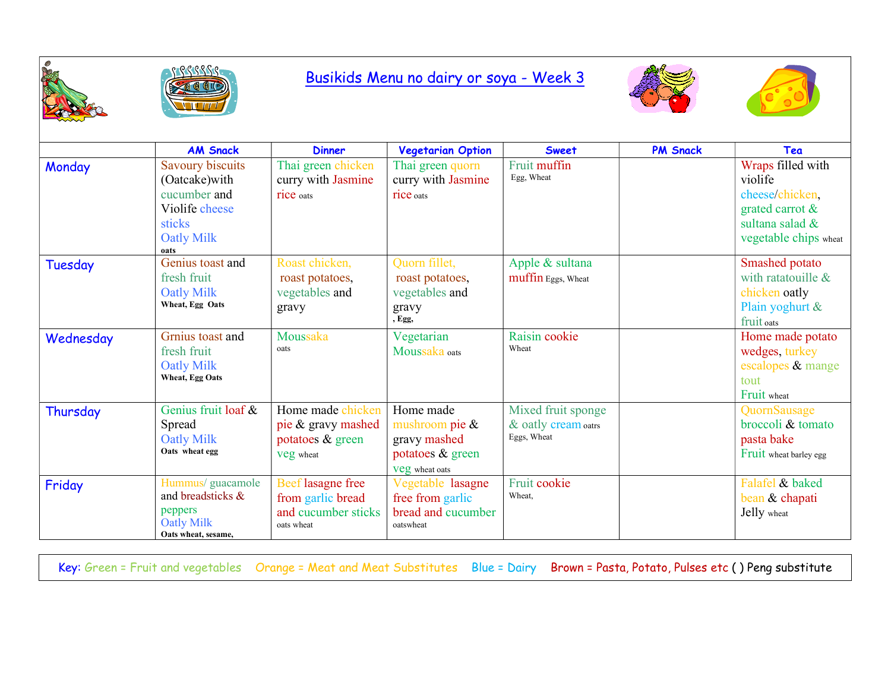# Busikids Menu no dairy or soya - Week 3

| | AM Snack | Dinner | Vegetarian Option | Sweet | PM Snack | Tea |
|---|---|---|---|---|---|---|
| **Monday** | Savoury biscuits (Oatcake)with cucumber and Violife cheese sticks Oatly Milk oats | Thai green chicken curry with Jasmine rice oats | Thai green quorn curry with Jasmine rice oats | Fruit muffin Egg, Wheat | | Wraps filled with violife cheese/chicken, grated carrot & sultana salad & vegetable chips wheat |
| **Tuesday** | Genius toast and fresh fruit Oatly Milk **Wheat, Egg Oats** | Roast chicken, roast potatoes, vegetables and gravy | Quorn fillet, roast potatoes, vegetables and gravy **, Egg,** | Apple & sultana muffin Eggs, Wheat | | Smashed potato with ratatouille & chicken oatly Plain yoghurt & fruit oats |
| **Wednesday** | Grnius toast and fresh fruit Oatly Milk **Wheat, Egg Oats** | Moussaka oats | Vegetarian Moussaka oats | Raisin cookie Wheat | | Home made potato wedges, turkey escalopes & mange tout Fruit wheat |
| **Thursday** | Genius fruit loaf & Spread Oatly Milk **Oats wheat egg** | Home made chicken pie & gravy mashed potatoes & green veg wheat | Home made mushroom pie & gravy mashed potatoes & green veg wheat oats | Mixed fruit sponge & oatly cream oatrs Eggs, Wheat | | QuornSausage broccoli & tomato pasta bake Fruit wheat barley egg |
| **Friday** | Hummus/ guacamole and breadsticks & peppers Oatly Milk **Oats wheat, sesame,** | Beef lasagne free from garlic bread and cucumber sticks oats wheat | Vegetable lasagne free from garlic bread and cucumber oatswheat | Fruit cookie Wheat, | | Falafel & baked bean & chapati Jelly wheat |

Key: Green = Fruit and vegetables Orange = Meat and Meat Substitutes Blue = Dairy Brown = Pasta, Potato, Pulses etc ( ) Peng substitute